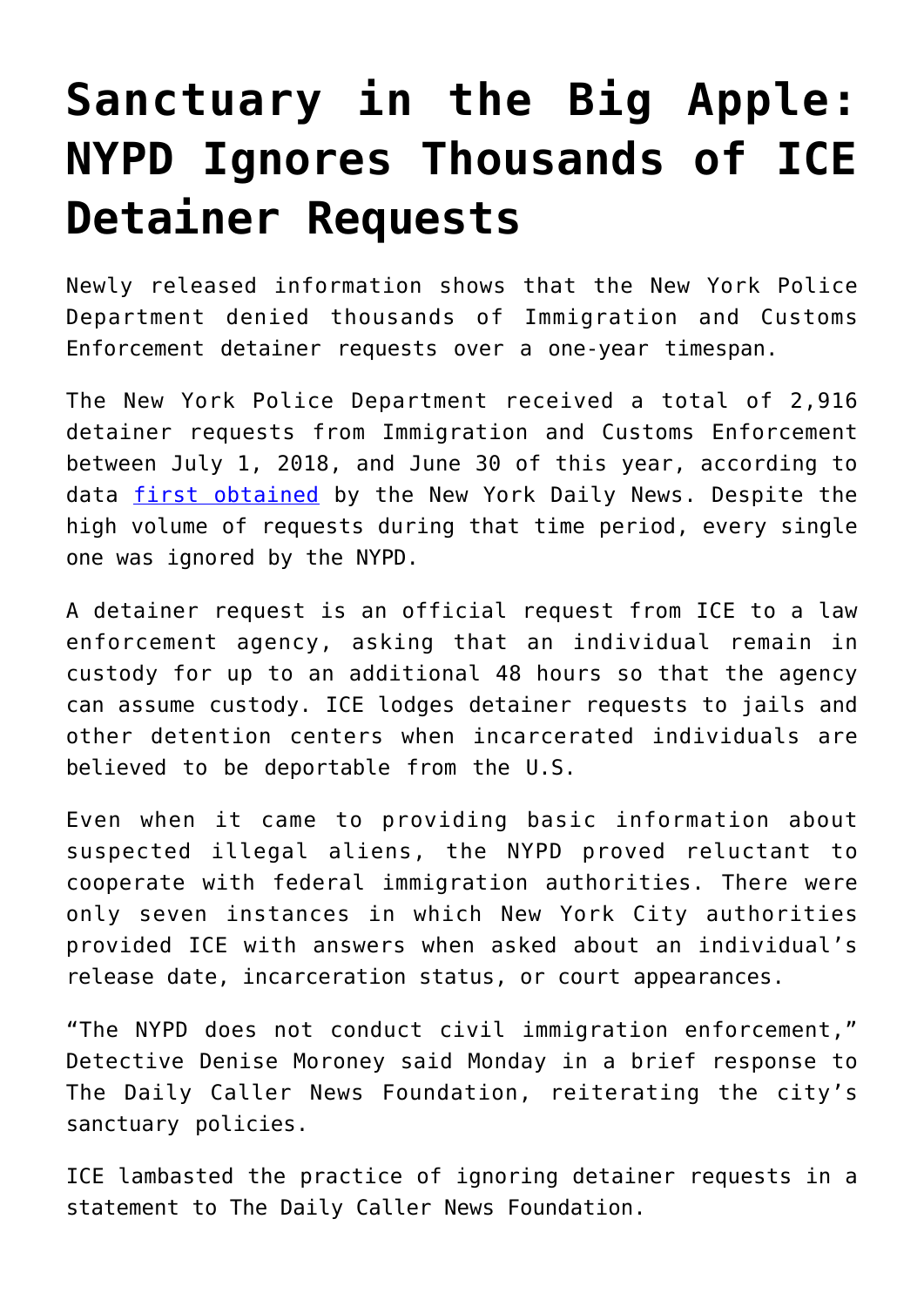# Sanctuary in the Big Apple: NYPD Ignores Thousands of ICE Detainer Requests

Newly released information shows that the New York Police Department denied thousands of Immigration and Customs Enforcement detainer requests over a one-year timespan.

The New York Police Department received a total of 2,916 detainer requests from Immigration and Customs Enforcement between July 1, 2018, and June 30 of this year, according to data [first obtained] by the New York Daily News. Despite the high volume of requests during that time period, every single one was ignored by the NYPD.

A detainer request is an official request from ICE to a law enforcement agency, asking that an individual remain in custody for up to an additional 48 hours so that the agency can assume custody. ICE lodges detainer requests to jails and other detention centers when incarcerated individuals are believed to be deportable from the U.S.

Even when it came to providing basic information about suspected illegal aliens, the NYPD proved reluctant to cooperate with federal immigration authorities. There were only seven instances in which New York City authorities provided ICE with answers when asked about an individual's release date, incarceration status, or court appearances.

"The NYPD does not conduct civil immigration enforcement," Detective Denise Moroney said Monday in a brief response to The Daily Caller News Foundation, reiterating the city's sanctuary policies.

ICE lambasted the practice of ignoring detainer requests in a statement to The Daily Caller News Foundation.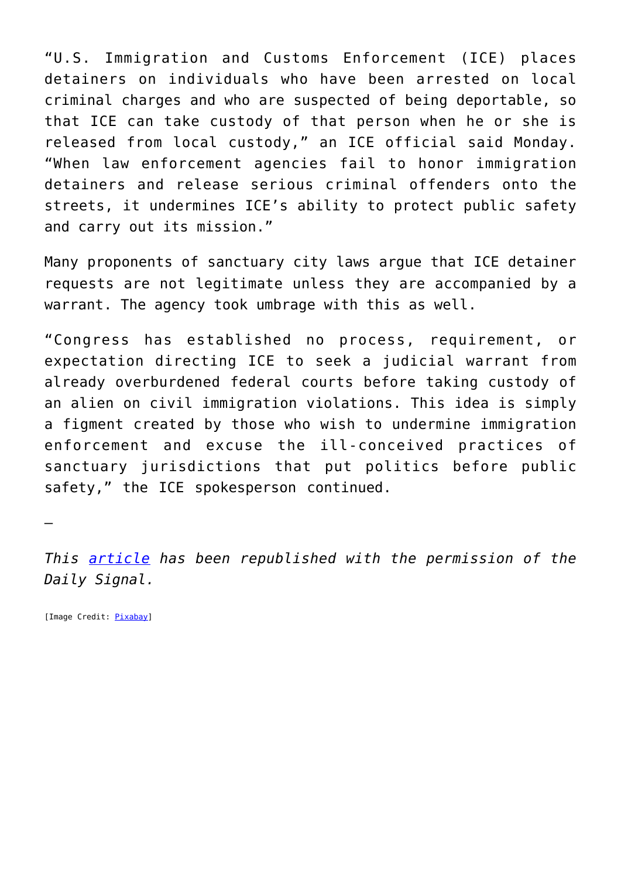"U.S. Immigration and Customs Enforcement (ICE) places detainers on individuals who have been arrested on local criminal charges and who are suspected of being deportable, so that ICE can take custody of that person when he or she is released from local custody," an ICE official said Monday. "When law enforcement agencies fail to honor immigration detainers and release serious criminal offenders onto the streets, it undermines ICE's ability to protect public safety and carry out its mission."

Many proponents of sanctuary city laws argue that ICE detainer requests are not legitimate unless they are accompanied by a warrant. The agency took umbrage with this as well.

"Congress has established no process, requirement, or expectation directing ICE to seek a judicial warrant from already overburdened federal courts before taking custody of an alien on civil immigration violations. This idea is simply a figment created by those who wish to undermine immigration enforcement and excuse the ill-conceived practices of sanctuary jurisdictions that put politics before public safety," the ICE spokesperson continued.

—

*This article has been republished with the permission of the Daily Signal.*

[Image Credit: Pixabay]